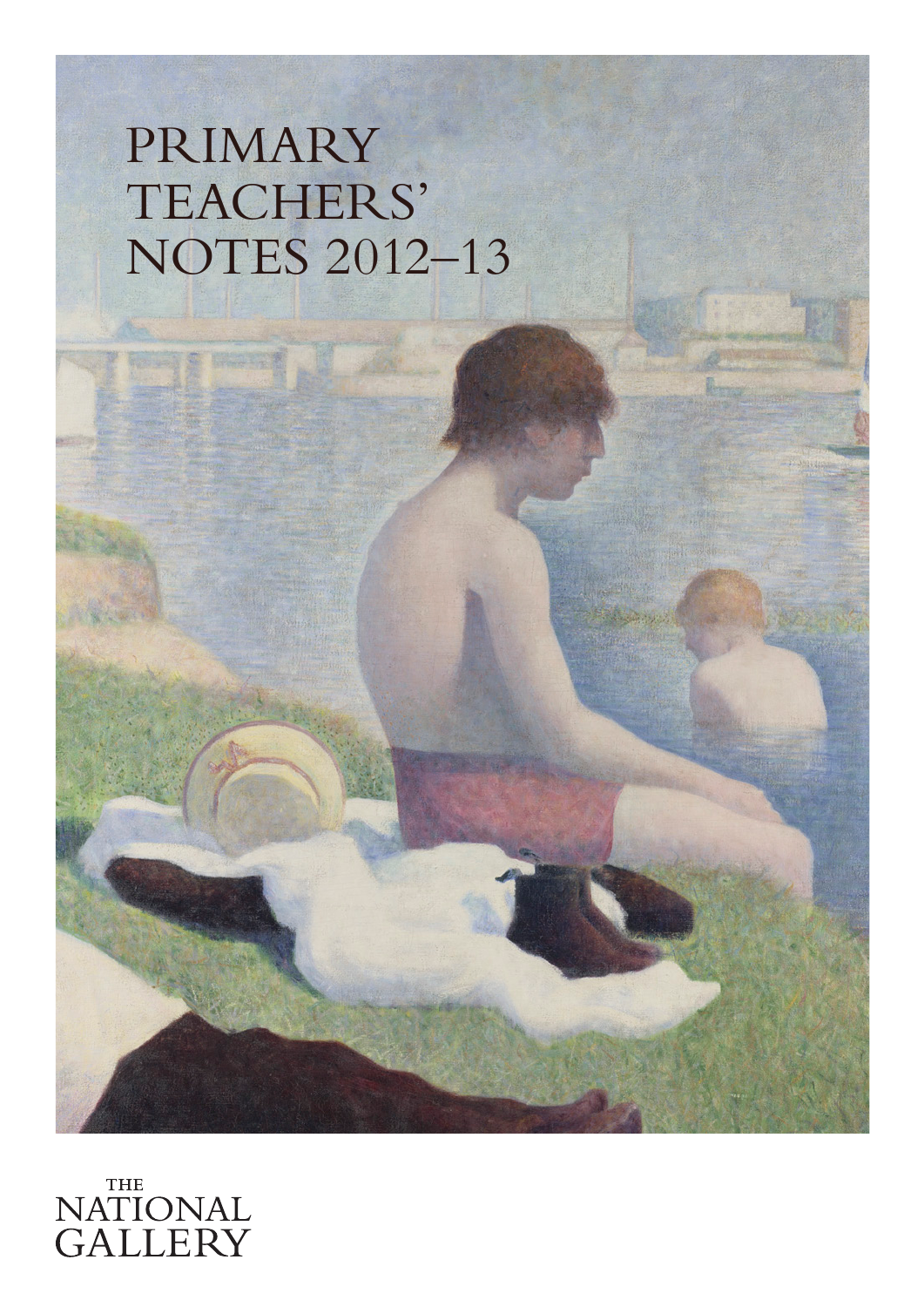# PRIMARY TEACHERS' NOTES 2012–13

THE NATIONAL GALLERY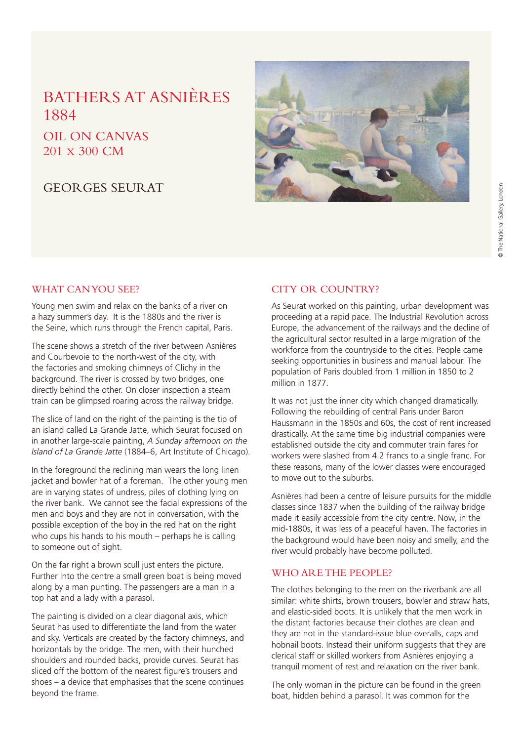# BATHERS AT ASNIÈRES
# 1884

## OIL ON CANVAS
## 201 x 300 CM

## GEORGES SEURAT

© The National Gallery, London

## WHAT CAN YOU SEE?

Young men swim and relax on the banks of a river on a hazy summer's day. It is the 1880s and the river is the Seine, which runs through the French capital, Paris.

The scene shows a stretch of the river between Asnières and Courbevoie to the north-west of the city, with the factories and smoking chimneys of Clichy in the background. The river is crossed by two bridges, one directly behind the other. On closer inspection a steam train can be glimpsed roaring across the railway bridge.

The slice of land on the right of the painting is the tip of an island called La Grande Jatte, which Seurat focused on in another large-scale painting, *A Sunday afternoon on the Island of La Grande Jatte* (1884–6, Art Institute of Chicago).

In the foreground the reclining man wears the long linen jacket and bowler hat of a foreman. The other young men are in varying states of undress, piles of clothing lying on the river bank. We cannot see the facial expressions of the men and boys and they are not in conversation, with the possible exception of the boy in the red hat on the right who cups his hands to his mouth – perhaps he is calling to someone out of sight.

On the far right a brown scull just enters the picture. Further into the centre a small green boat is being moved along by a man punting. The passengers are a man in a top hat and a lady with a parasol.

The painting is divided on a clear diagonal axis, which Seurat has used to differentiate the land from the water and sky. Verticals are created by the factory chimneys, and horizontals by the bridge. The men, with their hunched shoulders and rounded backs, provide curves. Seurat has sliced off the bottom of the nearest figure's trousers and shoes – a device that emphasises that the scene continues beyond the frame.

## CITY OR COUNTRY?

As Seurat worked on this painting, urban development was proceeding at a rapid pace. The Industrial Revolution across Europe, the advancement of the railways and the decline of the agricultural sector resulted in a large migration of the workforce from the countryside to the cities. People came seeking opportunities in business and manual labour. The population of Paris doubled from 1 million in 1850 to 2 million in 1877.

It was not just the inner city which changed dramatically. Following the rebuilding of central Paris under Baron Haussmann in the 1850s and 60s, the cost of rent increased drastically. At the same time big industrial companies were established outside the city and commuter train fares for workers were slashed from 4.2 francs to a single franc. For these reasons, many of the lower classes were encouraged to move out to the suburbs.

Asnières had been a centre of leisure pursuits for the middle classes since 1837 when the building of the railway bridge made it easily accessible from the city centre. Now, in the mid-1880s, it was less of a peaceful haven. The factories in the background would have been noisy and smelly, and the river would probably have become polluted.

## WHO ARE THE PEOPLE?

The clothes belonging to the men on the riverbank are all similar: white shirts, brown trousers, bowler and straw hats, and elastic-sided boots. It is unlikely that the men work in the distant factories because their clothes are clean and they are not in the standard-issue blue overalls, caps and hobnail boots. Instead their uniform suggests that they are clerical staff or skilled workers from Asnières enjoying a tranquil moment of rest and relaxation on the river bank.

The only woman in the picture can be found in the green boat, hidden behind a parasol. It was common for the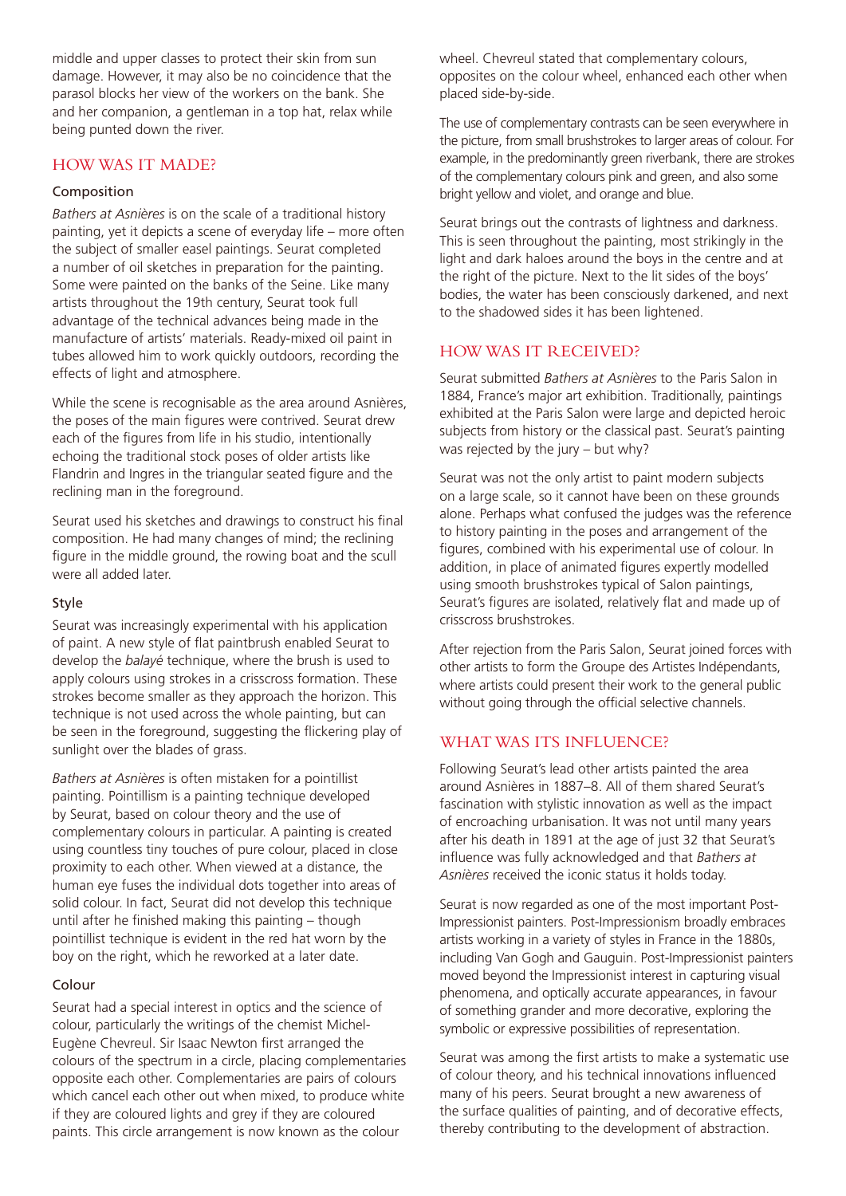middle and upper classes to protect their skin from sun damage. However, it may also be no coincidence that the parasol blocks her view of the workers on the bank. She and her companion, a gentleman in a top hat, relax while being punted down the river.

## HOW WAS IT MADE?

### Composition

*Bathers at Asnières* is on the scale of a traditional history painting, yet it depicts a scene of everyday life – more often the subject of smaller easel paintings. Seurat completed a number of oil sketches in preparation for the painting. Some were painted on the banks of the Seine. Like many artists throughout the 19th century, Seurat took full advantage of the technical advances being made in the manufacture of artists' materials. Ready-mixed oil paint in tubes allowed him to work quickly outdoors, recording the effects of light and atmosphere.

While the scene is recognisable as the area around Asnières, the poses of the main figures were contrived. Seurat drew each of the figures from life in his studio, intentionally echoing the traditional stock poses of older artists like Flandrin and Ingres in the triangular seated figure and the reclining man in the foreground.

Seurat used his sketches and drawings to construct his final composition. He had many changes of mind; the reclining figure in the middle ground, the rowing boat and the scull were all added later.

### Style

Seurat was increasingly experimental with his application of paint. A new style of flat paintbrush enabled Seurat to develop the *balayé* technique, where the brush is used to apply colours using strokes in a crisscross formation. These strokes become smaller as they approach the horizon. This technique is not used across the whole painting, but can be seen in the foreground, suggesting the flickering play of sunlight over the blades of grass.

*Bathers at Asnières* is often mistaken for a pointillist painting. Pointillism is a painting technique developed by Seurat, based on colour theory and the use of complementary colours in particular. A painting is created using countless tiny touches of pure colour, placed in close proximity to each other. When viewed at a distance, the human eye fuses the individual dots together into areas of solid colour. In fact, Seurat did not develop this technique until after he finished making this painting – though pointillist technique is evident in the red hat worn by the boy on the right, which he reworked at a later date.

### Colour

Seurat had a special interest in optics and the science of colour, particularly the writings of the chemist Michel-Eugène Chevreul. Sir Isaac Newton first arranged the colours of the spectrum in a circle, placing complementaries opposite each other. Complementaries are pairs of colours which cancel each other out when mixed, to produce white if they are coloured lights and grey if they are coloured paints. This circle arrangement is now known as the colour wheel. Chevreul stated that complementary colours, opposites on the colour wheel, enhanced each other when placed side-by-side.

The use of complementary contrasts can be seen everywhere in the picture, from small brushstrokes to larger areas of colour. For example, in the predominantly green riverbank, there are strokes of the complementary colours pink and green, and also some bright yellow and violet, and orange and blue.

Seurat brings out the contrasts of lightness and darkness. This is seen throughout the painting, most strikingly in the light and dark haloes around the boys in the centre and at the right of the picture. Next to the lit sides of the boys' bodies, the water has been consciously darkened, and next to the shadowed sides it has been lightened.

## HOW WAS IT RECEIVED?

Seurat submitted *Bathers at Asnières* to the Paris Salon in 1884, France's major art exhibition. Traditionally, paintings exhibited at the Paris Salon were large and depicted heroic subjects from history or the classical past. Seurat's painting was rejected by the jury – but why?

Seurat was not the only artist to paint modern subjects on a large scale, so it cannot have been on these grounds alone. Perhaps what confused the judges was the reference to history painting in the poses and arrangement of the figures, combined with his experimental use of colour. In addition, in place of animated figures expertly modelled using smooth brushstrokes typical of Salon paintings, Seurat's figures are isolated, relatively flat and made up of crisscross brushstrokes.

After rejection from the Paris Salon, Seurat joined forces with other artists to form the Groupe des Artistes Indépendants, where artists could present their work to the general public without going through the official selective channels.

## WHAT WAS ITS INFLUENCE?

Following Seurat's lead other artists painted the area around Asnières in 1887–8. All of them shared Seurat's fascination with stylistic innovation as well as the impact of encroaching urbanisation. It was not until many years after his death in 1891 at the age of just 32 that Seurat's influence was fully acknowledged and that *Bathers at Asnières* received the iconic status it holds today.

Seurat is now regarded as one of the most important Post-Impressionist painters. Post-Impressionism broadly embraces artists working in a variety of styles in France in the 1880s, including Van Gogh and Gauguin. Post-Impressionist painters moved beyond the Impressionist interest in capturing visual phenomena, and optically accurate appearances, in favour of something grander and more decorative, exploring the symbolic or expressive possibilities of representation.

Seurat was among the first artists to make a systematic use of colour theory, and his technical innovations influenced many of his peers. Seurat brought a new awareness of the surface qualities of painting, and of decorative effects, thereby contributing to the development of abstraction.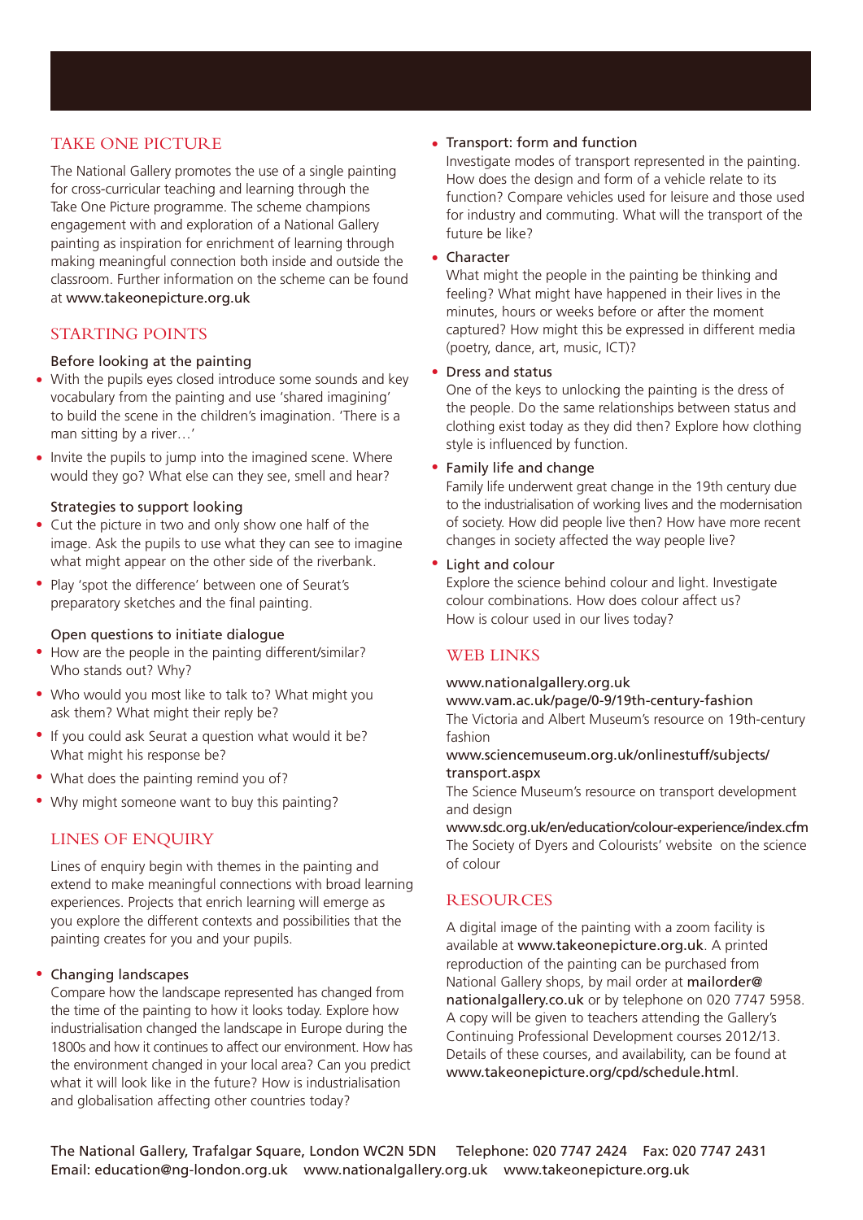## TAKE ONE PICTURE

The National Gallery promotes the use of a single painting for cross-curricular teaching and learning through the Take One Picture programme. The scheme champions engagement with and exploration of a National Gallery painting as inspiration for enrichment of learning through making meaningful connection both inside and outside the classroom. Further information on the scheme can be found at www.takeonepicture.org.uk

## STARTING POINTS

### Before looking at the painting

- With the pupils eyes closed introduce some sounds and key vocabulary from the painting and use 'shared imagining' to build the scene in the children's imagination. 'There is a man sitting by a river…'
- Invite the pupils to jump into the imagined scene. Where would they go? What else can they see, smell and hear?

### Strategies to support looking

- Cut the picture in two and only show one half of the image. Ask the pupils to use what they can see to imagine what might appear on the other side of the riverbank.
- Play 'spot the difference' between one of Seurat's preparatory sketches and the final painting.

### Open questions to initiate dialogue

- How are the people in the painting different/similar? Who stands out? Why?
- Who would you most like to talk to? What might you ask them? What might their reply be?
- If you could ask Seurat a question what would it be? What might his response be?
- What does the painting remind you of?
- Why might someone want to buy this painting?

## LINES OF ENQUIRY

Lines of enquiry begin with themes in the painting and extend to make meaningful connections with broad learning experiences. Projects that enrich learning will emerge as you explore the different contexts and possibilities that the painting creates for you and your pupils.

- **Changing landscapes**
  Compare how the landscape represented has changed from the time of the painting to how it looks today. Explore how industrialisation changed the landscape in Europe during the 1800s and how it continues to affect our environment. How has the environment changed in your local area? Can you predict what it will look like in the future? How is industrialisation and globalisation affecting other countries today?
- **Transport: form and function**
  Investigate modes of transport represented in the painting. How does the design and form of a vehicle relate to its function? Compare vehicles used for leisure and those used for industry and commuting. What will the transport of the future be like?
- **Character**
  What might the people in the painting be thinking and feeling? What might have happened in their lives in the minutes, hours or weeks before or after the moment captured? How might this be expressed in different media (poetry, dance, art, music, ICT)?
- **Dress and status**
  One of the keys to unlocking the painting is the dress of the people. Do the same relationships between status and clothing exist today as they did then? Explore how clothing style is influenced by function.
- **Family life and change**
  Family life underwent great change in the 19th century due to the industrialisation of working lives and the modernisation of society. How did people live then? How have more recent changes in society affected the way people live?
- **Light and colour**
  Explore the science behind colour and light. Investigate colour combinations. How does colour affect us? How is colour used in our lives today?

## WEB LINKS

www.nationalgallery.org.uk

www.vam.ac.uk/page/0-9/19th-century-fashion
The Victoria and Albert Museum's resource on 19th-century fashion

www.sciencemuseum.org.uk/onlinestuff/subjects/transport.aspx
The Science Museum's resource on transport development and design

www.sdc.org.uk/en/education/colour-experience/index.cfm
The Society of Dyers and Colourists' website on the science of colour

## RESOURCES

A digital image of the painting with a zoom facility is available at www.takeonepicture.org.uk. A printed reproduction of the painting can be purchased from National Gallery shops, by mail order at mailorder@nationalgallery.co.uk or by telephone on 020 7747 5958. A copy will be given to teachers attending the Gallery's Continuing Professional Development courses 2012/13. Details of these courses, and availability, can be found at www.takeonepicture.org/cpd/schedule.html.

The National Gallery, Trafalgar Square, London WC2N 5DN Telephone: 020 7747 2424 Fax: 020 7747 2431
Email: education@ng-london.org.uk www.nationalgallery.org.uk www.takeonepicture.org.uk